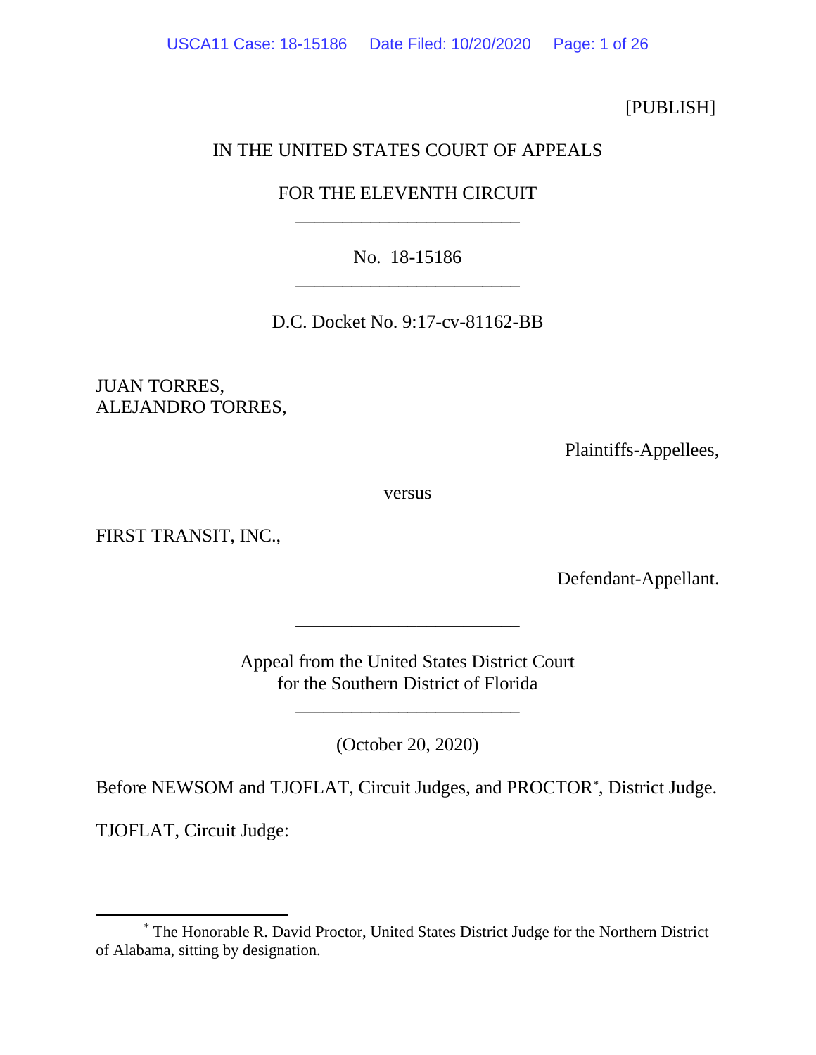[PUBLISH]

IN THE UNITED STATES COURT OF APPEALS

FOR THE ELEVENTH CIRCUIT

________________________

No. 18-15186

________________________

D.C. Docket No. 9:17-cv-81162-BB

JUAN TORRES,
ALEJANDRO TORRES,

Plaintiffs-Appellees,

versus

FIRST TRANSIT, INC.,

Defendant-Appellant.

________________________

Appeal from the United States District Court
for the Southern District of Florida

________________________

(October 20, 2020)

Before NEWSOM and TJOFLAT, Circuit Judges, and PROCTOR*, District Judge.

TJOFLAT, Circuit Judge:

---

* The Honorable R. David Proctor, United States District Judge for the Northern District of Alabama, sitting by designation.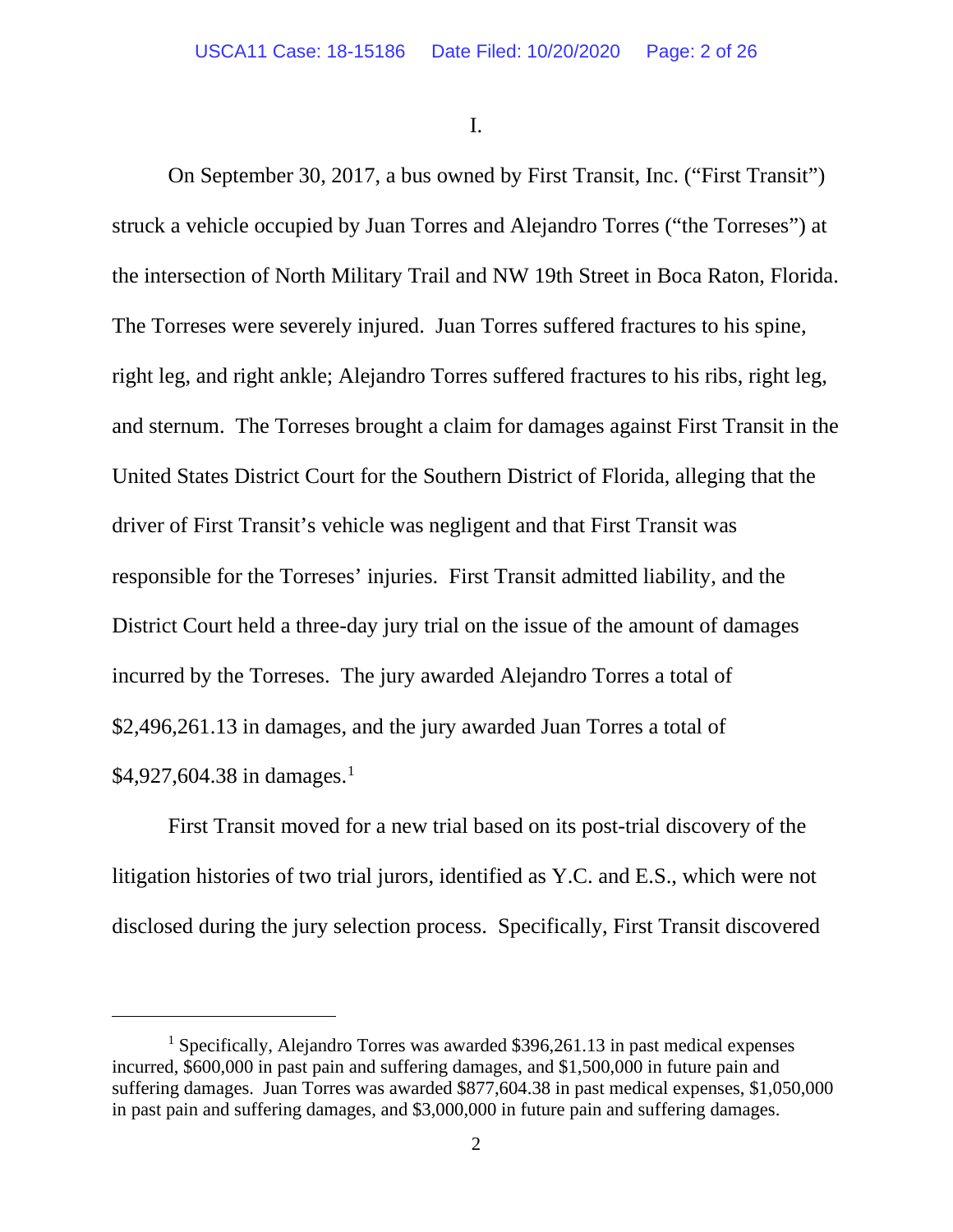I.

On September 30, 2017, a bus owned by First Transit, Inc. ("First Transit") struck a vehicle occupied by Juan Torres and Alejandro Torres ("the Torreses") at the intersection of North Military Trail and NW 19th Street in Boca Raton, Florida. The Torreses were severely injured. Juan Torres suffered fractures to his spine, right leg, and right ankle; Alejandro Torres suffered fractures to his ribs, right leg, and sternum. The Torreses brought a claim for damages against First Transit in the United States District Court for the Southern District of Florida, alleging that the driver of First Transit's vehicle was negligent and that First Transit was responsible for the Torreses' injuries. First Transit admitted liability, and the District Court held a three-day jury trial on the issue of the amount of damages incurred by the Torreses. The jury awarded Alejandro Torres a total of $2,496,261.13 in damages, and the jury awarded Juan Torres a total of $4,927,604.38 in damages.[1]

First Transit moved for a new trial based on its post-trial discovery of the litigation histories of two trial jurors, identified as Y.C. and E.S., which were not disclosed during the jury selection process. Specifically, First Transit discovered

[1] Specifically, Alejandro Torres was awarded $396,261.13 in past medical expenses incurred, $600,000 in past pain and suffering damages, and $1,500,000 in future pain and suffering damages. Juan Torres was awarded $877,604.38 in past medical expenses, $1,050,000 in past pain and suffering damages, and $3,000,000 in future pain and suffering damages.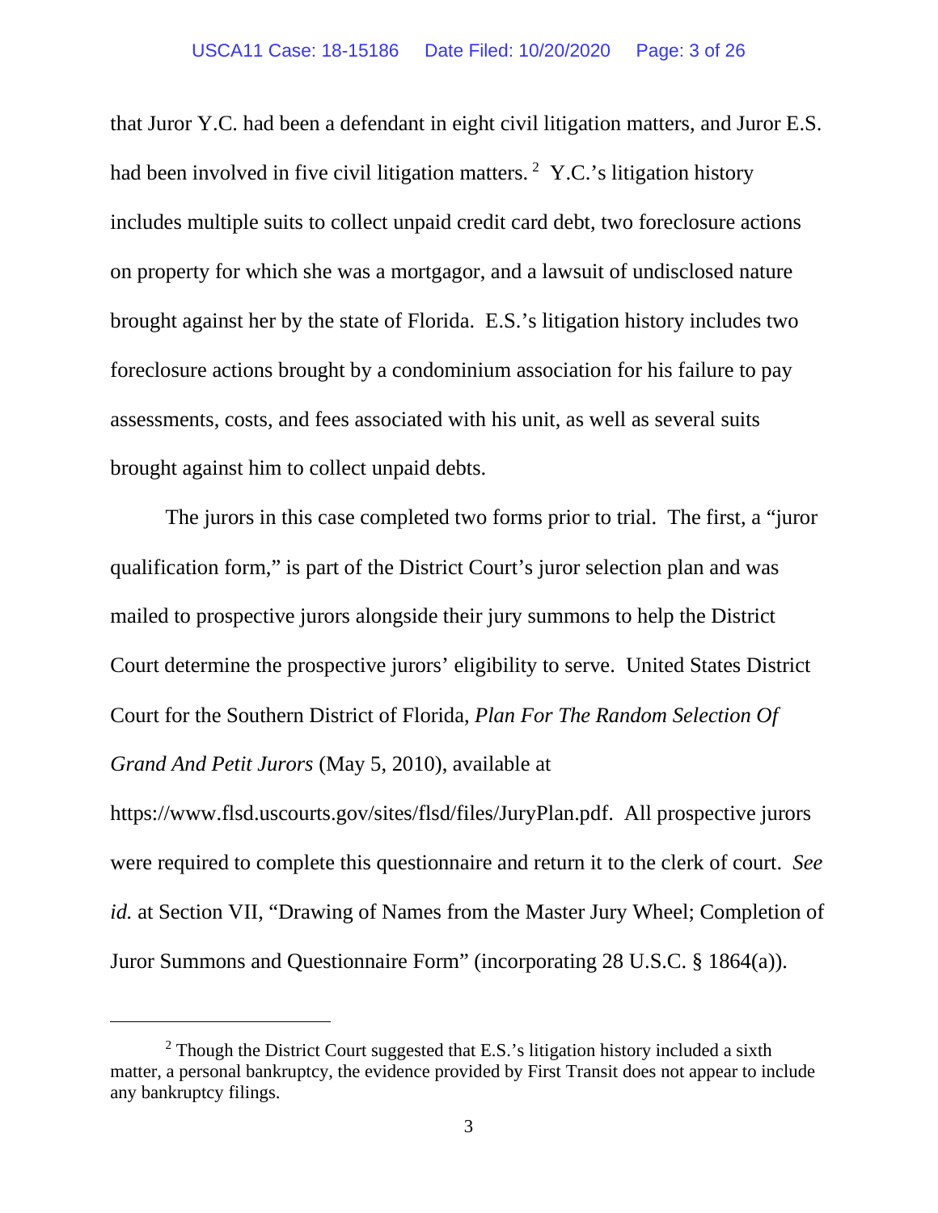that Juror Y.C. had been a defendant in eight civil litigation matters, and Juror E.S. had been involved in five civil litigation matters.[2] Y.C.'s litigation history includes multiple suits to collect unpaid credit card debt, two foreclosure actions on property for which she was a mortgagor, and a lawsuit of undisclosed nature brought against her by the state of Florida. E.S.'s litigation history includes two foreclosure actions brought by a condominium association for his failure to pay assessments, costs, and fees associated with his unit, as well as several suits brought against him to collect unpaid debts.

The jurors in this case completed two forms prior to trial. The first, a "juror qualification form," is part of the District Court's juror selection plan and was mailed to prospective jurors alongside their jury summons to help the District Court determine the prospective jurors' eligibility to serve. United States District Court for the Southern District of Florida, *Plan For The Random Selection Of Grand And Petit Jurors* (May 5, 2010), available at https://www.flsd.uscourts.gov/sites/flsd/files/JuryPlan.pdf. All prospective jurors were required to complete this questionnaire and return it to the clerk of court. *See id.* at Section VII, "Drawing of Names from the Master Jury Wheel; Completion of Juror Summons and Questionnaire Form" (incorporating 28 U.S.C. § 1864(a)).

---

[2] Though the District Court suggested that E.S.'s litigation history included a sixth matter, a personal bankruptcy, the evidence provided by First Transit does not appear to include any bankruptcy filings.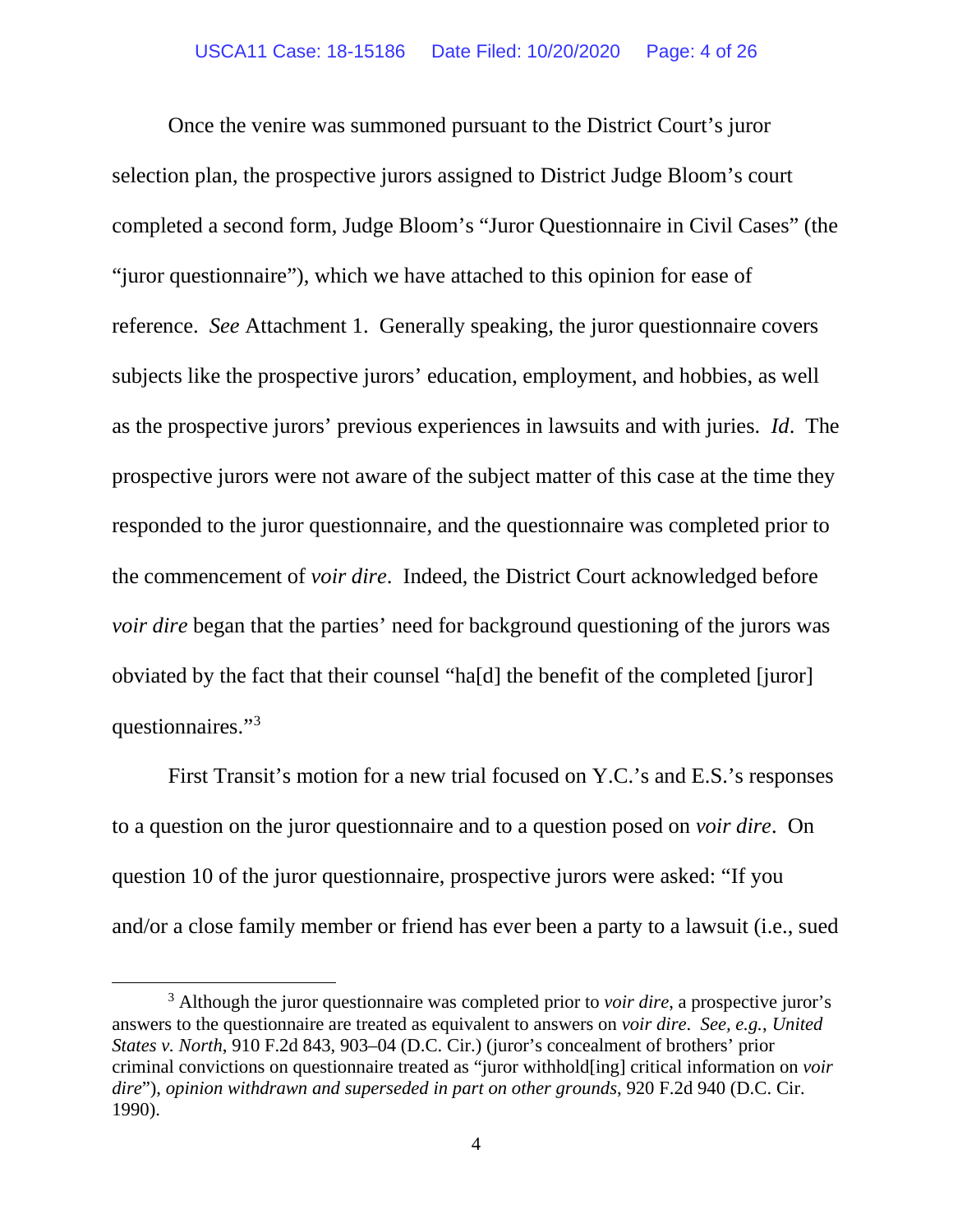Once the venire was summoned pursuant to the District Court's juror selection plan, the prospective jurors assigned to District Judge Bloom's court completed a second form, Judge Bloom's "Juror Questionnaire in Civil Cases" (the "juror questionnaire"), which we have attached to this opinion for ease of reference. *See* Attachment 1. Generally speaking, the juror questionnaire covers subjects like the prospective jurors' education, employment, and hobbies, as well as the prospective jurors' previous experiences in lawsuits and with juries. *Id*. The prospective jurors were not aware of the subject matter of this case at the time they responded to the juror questionnaire, and the questionnaire was completed prior to the commencement of *voir dire*. Indeed, the District Court acknowledged before *voir dire* began that the parties' need for background questioning of the jurors was obviated by the fact that their counsel "ha[d] the benefit of the completed [juror] questionnaires."[3]

First Transit's motion for a new trial focused on Y.C.'s and E.S.'s responses to a question on the juror questionnaire and to a question posed on *voir dire*. On question 10 of the juror questionnaire, prospective jurors were asked: "If you and/or a close family member or friend has ever been a party to a lawsuit (i.e., sued

---

[3] Although the juror questionnaire was completed prior to *voir dire*, a prospective juror's answers to the questionnaire are treated as equivalent to answers on *voir dire*. *See, e.g.*, *United States v. North*, 910 F.2d 843, 903–04 (D.C. Cir.) (juror's concealment of brothers' prior criminal convictions on questionnaire treated as "juror withhold[ing] critical information on *voir dire*"), *opinion withdrawn and superseded in part on other grounds*, 920 F.2d 940 (D.C. Cir. 1990).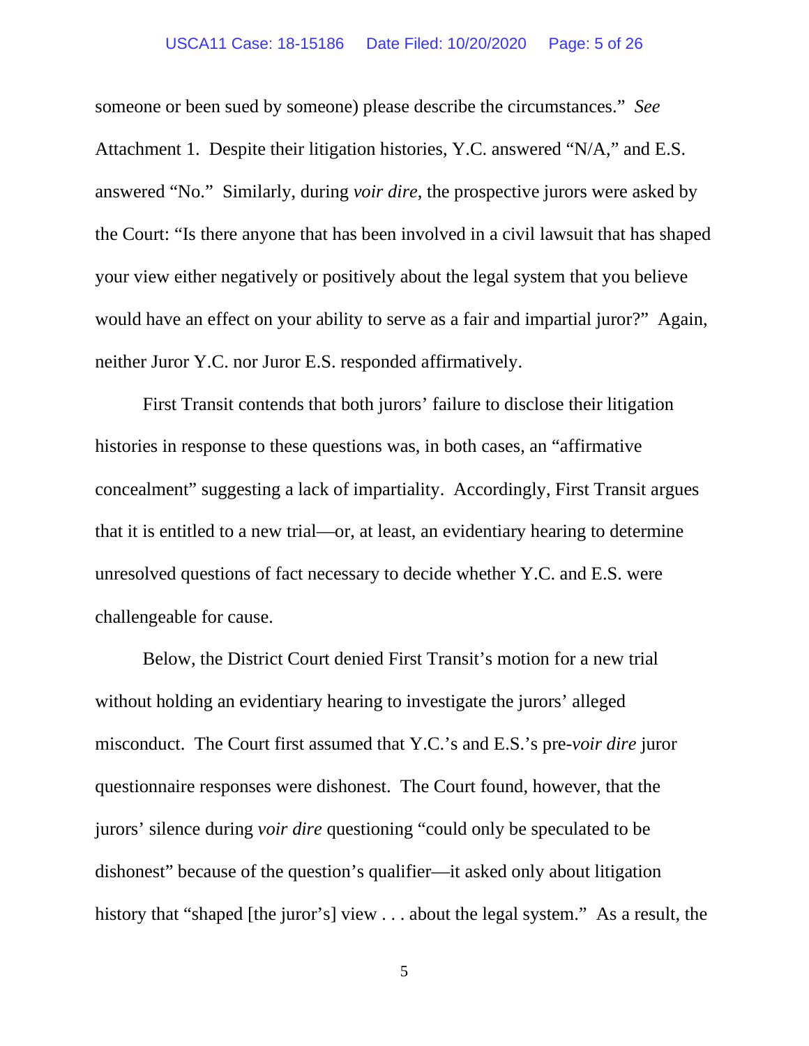someone or been sued by someone) please describe the circumstances." *See* Attachment 1. Despite their litigation histories, Y.C. answered "N/A," and E.S. answered "No." Similarly, during *voir dire*, the prospective jurors were asked by the Court: "Is there anyone that has been involved in a civil lawsuit that has shaped your view either negatively or positively about the legal system that you believe would have an effect on your ability to serve as a fair and impartial juror?" Again, neither Juror Y.C. nor Juror E.S. responded affirmatively.

First Transit contends that both jurors' failure to disclose their litigation histories in response to these questions was, in both cases, an "affirmative concealment" suggesting a lack of impartiality. Accordingly, First Transit argues that it is entitled to a new trial—or, at least, an evidentiary hearing to determine unresolved questions of fact necessary to decide whether Y.C. and E.S. were challengeable for cause.

Below, the District Court denied First Transit's motion for a new trial without holding an evidentiary hearing to investigate the jurors' alleged misconduct. The Court first assumed that Y.C.'s and E.S.'s pre-*voir dire* juror questionnaire responses were dishonest. The Court found, however, that the jurors' silence during *voir dire* questioning "could only be speculated to be dishonest" because of the question's qualifier—it asked only about litigation history that "shaped [the juror's] view . . . about the legal system." As a result, the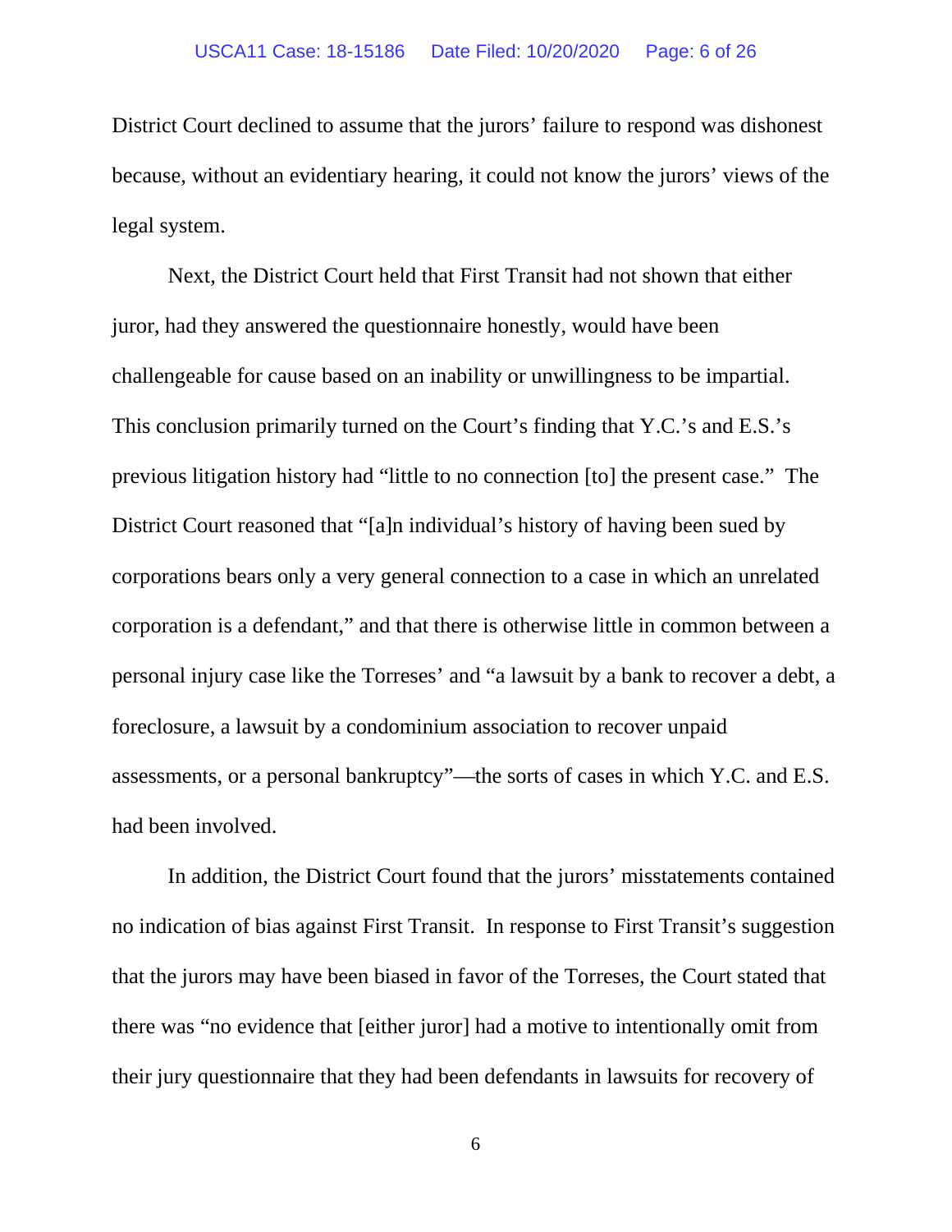District Court declined to assume that the jurors' failure to respond was dishonest because, without an evidentiary hearing, it could not know the jurors' views of the legal system.

Next, the District Court held that First Transit had not shown that either juror, had they answered the questionnaire honestly, would have been challengeable for cause based on an inability or unwillingness to be impartial. This conclusion primarily turned on the Court's finding that Y.C.'s and E.S.'s previous litigation history had "little to no connection [to] the present case." The District Court reasoned that "[a]n individual's history of having been sued by corporations bears only a very general connection to a case in which an unrelated corporation is a defendant," and that there is otherwise little in common between a personal injury case like the Torreses' and "a lawsuit by a bank to recover a debt, a foreclosure, a lawsuit by a condominium association to recover unpaid assessments, or a personal bankruptcy"—the sorts of cases in which Y.C. and E.S. had been involved.

In addition, the District Court found that the jurors' misstatements contained no indication of bias against First Transit. In response to First Transit's suggestion that the jurors may have been biased in favor of the Torreses, the Court stated that there was "no evidence that [either juror] had a motive to intentionally omit from their jury questionnaire that they had been defendants in lawsuits for recovery of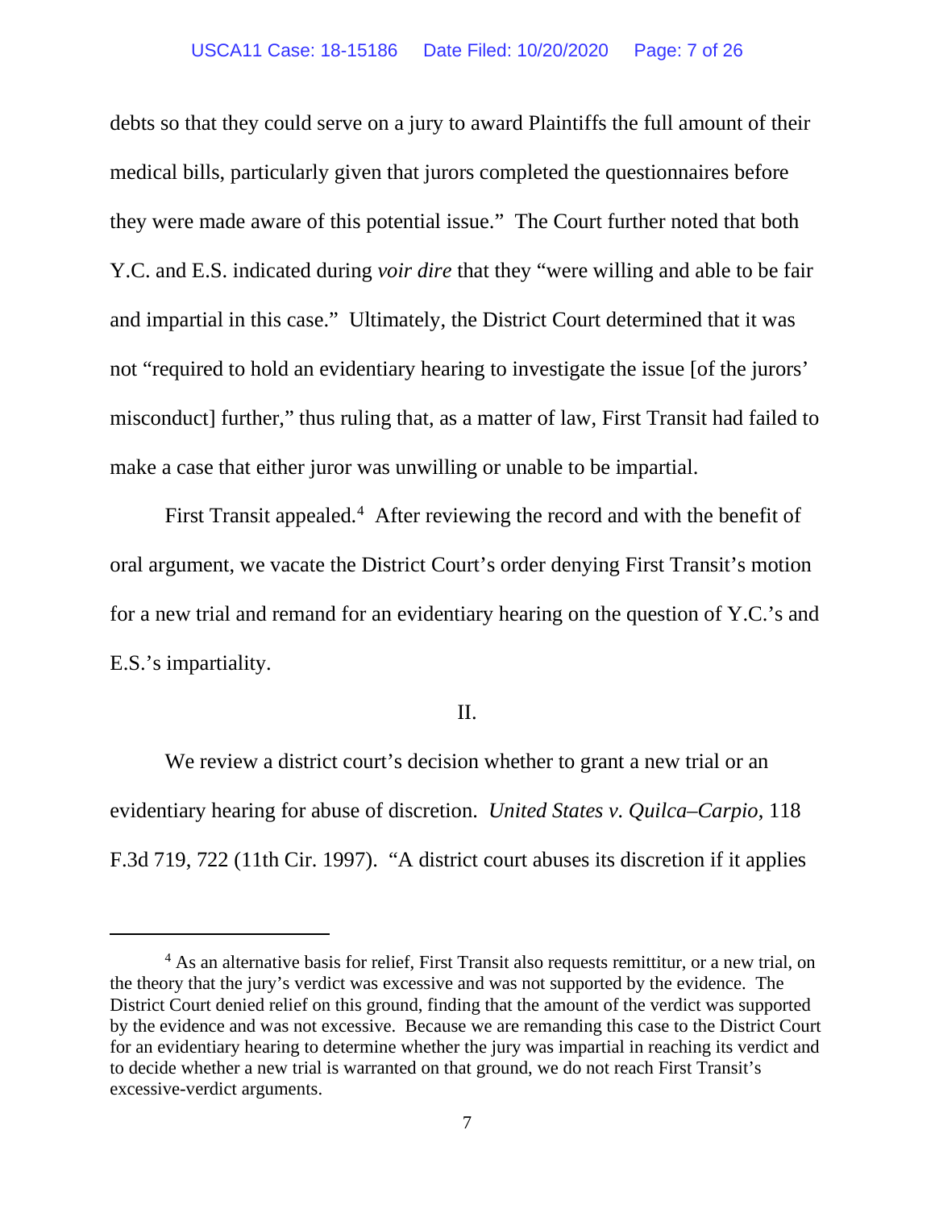debts so that they could serve on a jury to award Plaintiffs the full amount of their medical bills, particularly given that jurors completed the questionnaires before they were made aware of this potential issue." The Court further noted that both Y.C. and E.S. indicated during *voir dire* that they "were willing and able to be fair and impartial in this case." Ultimately, the District Court determined that it was not "required to hold an evidentiary hearing to investigate the issue [of the jurors' misconduct] further," thus ruling that, as a matter of law, First Transit had failed to make a case that either juror was unwilling or unable to be impartial.

First Transit appealed.[4] After reviewing the record and with the benefit of oral argument, we vacate the District Court's order denying First Transit's motion for a new trial and remand for an evidentiary hearing on the question of Y.C.'s and E.S.'s impartiality.

## II.

We review a district court's decision whether to grant a new trial or an evidentiary hearing for abuse of discretion. *United States v. Quilca–Carpio*, 118 F.3d 719, 722 (11th Cir. 1997). "A district court abuses its discretion if it applies

[4] As an alternative basis for relief, First Transit also requests remittitur, or a new trial, on the theory that the jury's verdict was excessive and was not supported by the evidence. The District Court denied relief on this ground, finding that the amount of the verdict was supported by the evidence and was not excessive. Because we are remanding this case to the District Court for an evidentiary hearing to determine whether the jury was impartial in reaching its verdict and to decide whether a new trial is warranted on that ground, we do not reach First Transit's excessive-verdict arguments.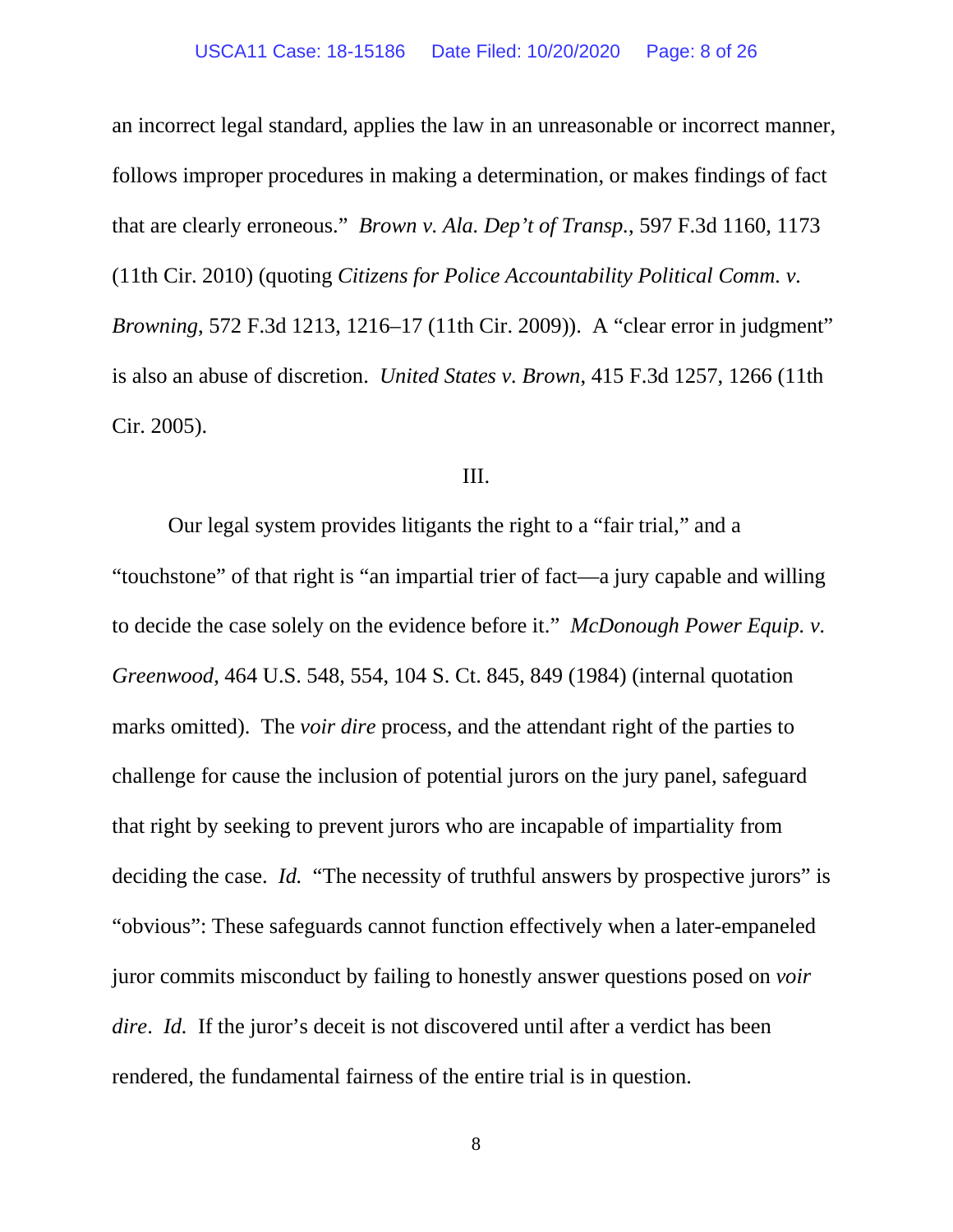an incorrect legal standard, applies the law in an unreasonable or incorrect manner, follows improper procedures in making a determination, or makes findings of fact that are clearly erroneous." *Brown v. Ala. Dep't of Transp.*, 597 F.3d 1160, 1173 (11th Cir. 2010) (quoting *Citizens for Police Accountability Political Comm. v. Browning*, 572 F.3d 1213, 1216–17 (11th Cir. 2009)). A "clear error in judgment" is also an abuse of discretion. *United States v. Brown*, 415 F.3d 1257, 1266 (11th Cir. 2005).

## III.

Our legal system provides litigants the right to a "fair trial," and a "touchstone" of that right is "an impartial trier of fact—a jury capable and willing to decide the case solely on the evidence before it." *McDonough Power Equip. v. Greenwood*, 464 U.S. 548, 554, 104 S. Ct. 845, 849 (1984) (internal quotation marks omitted). The *voir dire* process, and the attendant right of the parties to challenge for cause the inclusion of potential jurors on the jury panel, safeguard that right by seeking to prevent jurors who are incapable of impartiality from deciding the case. *Id.* "The necessity of truthful answers by prospective jurors" is "obvious": These safeguards cannot function effectively when a later-empaneled juror commits misconduct by failing to honestly answer questions posed on *voir dire*. *Id.* If the juror's deceit is not discovered until after a verdict has been rendered, the fundamental fairness of the entire trial is in question.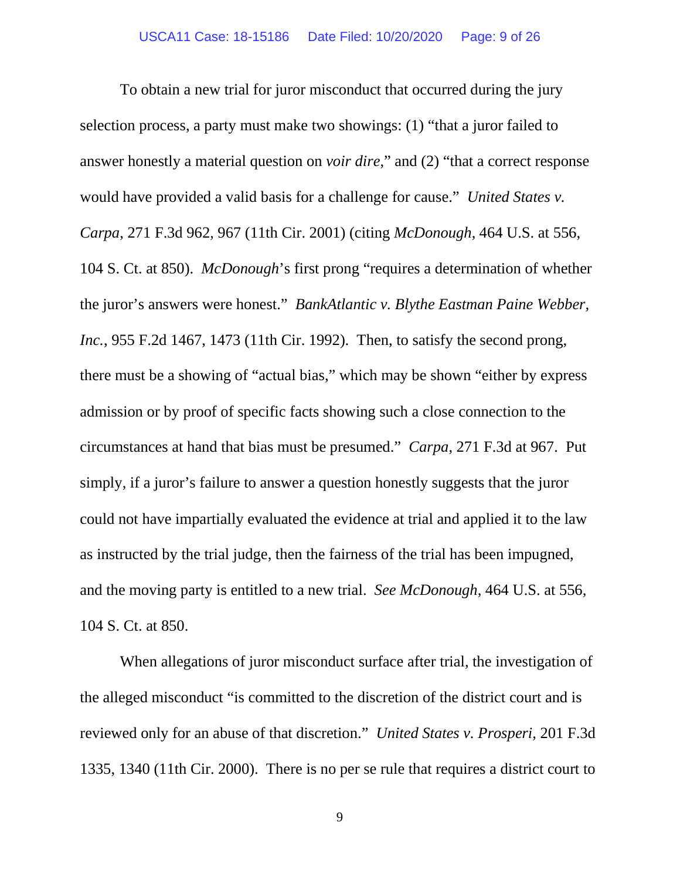To obtain a new trial for juror misconduct that occurred during the jury selection process, a party must make two showings: (1) "that a juror failed to answer honestly a material question on *voir dire*," and (2) "that a correct response would have provided a valid basis for a challenge for cause." *United States v. Carpa*, 271 F.3d 962, 967 (11th Cir. 2001) (citing *McDonough*, 464 U.S. at 556, 104 S. Ct. at 850). *McDonough*'s first prong "requires a determination of whether the juror's answers were honest." *BankAtlantic v. Blythe Eastman Paine Webber, Inc.*, 955 F.2d 1467, 1473 (11th Cir. 1992). Then, to satisfy the second prong, there must be a showing of "actual bias," which may be shown "either by express admission or by proof of specific facts showing such a close connection to the circumstances at hand that bias must be presumed." *Carpa*, 271 F.3d at 967. Put simply, if a juror's failure to answer a question honestly suggests that the juror could not have impartially evaluated the evidence at trial and applied it to the law as instructed by the trial judge, then the fairness of the trial has been impugned, and the moving party is entitled to a new trial. *See McDonough*, 464 U.S. at 556, 104 S. Ct. at 850.

When allegations of juror misconduct surface after trial, the investigation of the alleged misconduct "is committed to the discretion of the district court and is reviewed only for an abuse of that discretion." *United States v. Prosperi*, 201 F.3d 1335, 1340 (11th Cir. 2000). There is no per se rule that requires a district court to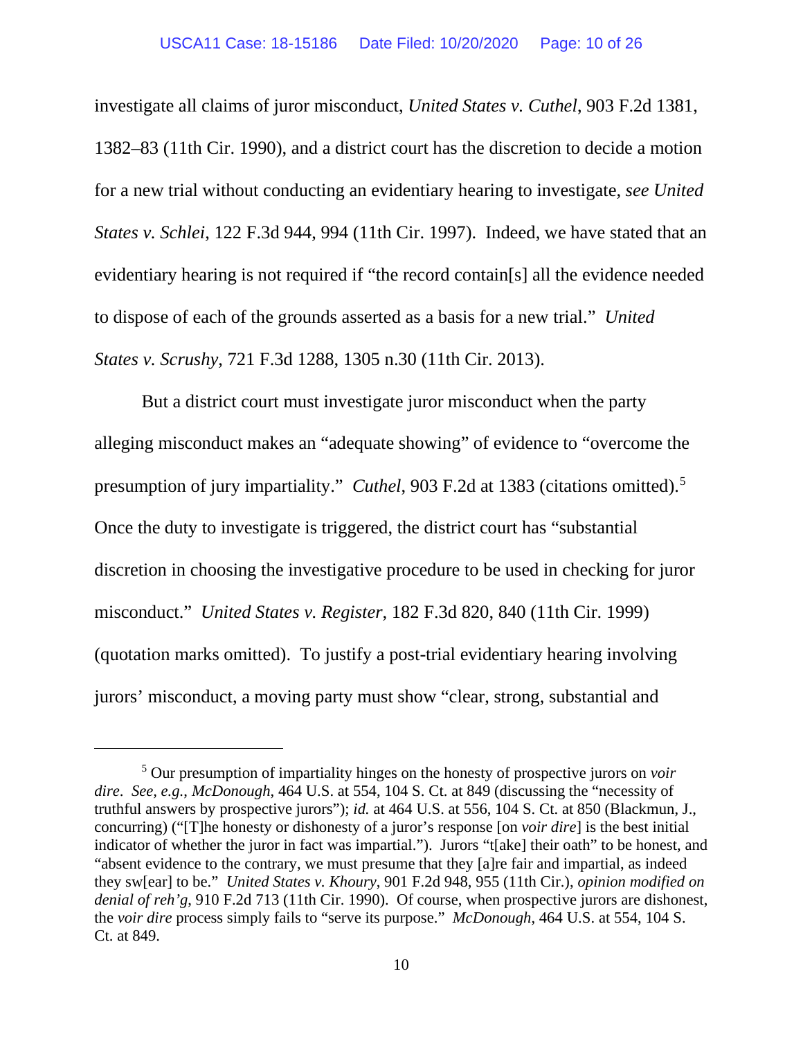investigate all claims of juror misconduct, *United States v. Cuthel*, 903 F.2d 1381, 1382–83 (11th Cir. 1990), and a district court has the discretion to decide a motion for a new trial without conducting an evidentiary hearing to investigate, *see United States v. Schlei*, 122 F.3d 944, 994 (11th Cir. 1997). Indeed, we have stated that an evidentiary hearing is not required if "the record contain[s] all the evidence needed to dispose of each of the grounds asserted as a basis for a new trial." *United States v. Scrushy*, 721 F.3d 1288, 1305 n.30 (11th Cir. 2013).

But a district court must investigate juror misconduct when the party alleging misconduct makes an "adequate showing" of evidence to "overcome the presumption of jury impartiality." *Cuthel*, 903 F.2d at 1383 (citations omitted).[5] Once the duty to investigate is triggered, the district court has "substantial discretion in choosing the investigative procedure to be used in checking for juror misconduct." *United States v. Register*, 182 F.3d 820, 840 (11th Cir. 1999) (quotation marks omitted). To justify a post-trial evidentiary hearing involving jurors' misconduct, a moving party must show "clear, strong, substantial and

---

[5] Our presumption of impartiality hinges on the honesty of prospective jurors on *voir dire*. *See, e.g.*, *McDonough*, 464 U.S. at 554, 104 S. Ct. at 849 (discussing the "necessity of truthful answers by prospective jurors"); *id.* at 464 U.S. at 556, 104 S. Ct. at 850 (Blackmun, J., concurring) ("[T]he honesty or dishonesty of a juror's response [on *voir dire*] is the best initial indicator of whether the juror in fact was impartial."). Jurors "t[ake] their oath" to be honest, and "absent evidence to the contrary, we must presume that they [a]re fair and impartial, as indeed they sw[ear] to be." *United States v. Khoury*, 901 F.2d 948, 955 (11th Cir.), *opinion modified on denial of reh'g*, 910 F.2d 713 (11th Cir. 1990). Of course, when prospective jurors are dishonest, the *voir dire* process simply fails to "serve its purpose." *McDonough*, 464 U.S. at 554, 104 S. Ct. at 849.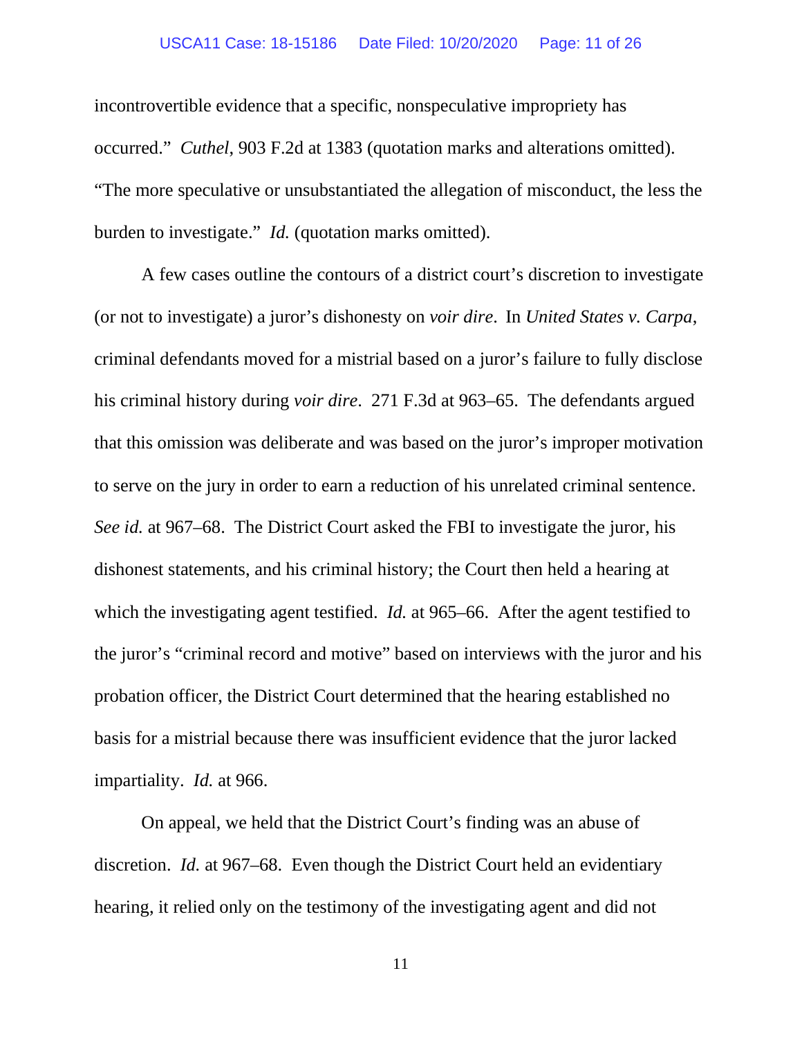incontrovertible evidence that a specific, nonspeculative impropriety has occurred." *Cuthel*, 903 F.2d at 1383 (quotation marks and alterations omitted). "The more speculative or unsubstantiated the allegation of misconduct, the less the burden to investigate." *Id.* (quotation marks omitted).

A few cases outline the contours of a district court's discretion to investigate (or not to investigate) a juror's dishonesty on *voir dire*. In *United States v. Carpa*, criminal defendants moved for a mistrial based on a juror's failure to fully disclose his criminal history during *voir dire*. 271 F.3d at 963–65. The defendants argued that this omission was deliberate and was based on the juror's improper motivation to serve on the jury in order to earn a reduction of his unrelated criminal sentence. *See id.* at 967–68. The District Court asked the FBI to investigate the juror, his dishonest statements, and his criminal history; the Court then held a hearing at which the investigating agent testified. *Id.* at 965–66. After the agent testified to the juror's "criminal record and motive" based on interviews with the juror and his probation officer, the District Court determined that the hearing established no basis for a mistrial because there was insufficient evidence that the juror lacked impartiality. *Id.* at 966.

On appeal, we held that the District Court's finding was an abuse of discretion. *Id.* at 967–68. Even though the District Court held an evidentiary hearing, it relied only on the testimony of the investigating agent and did not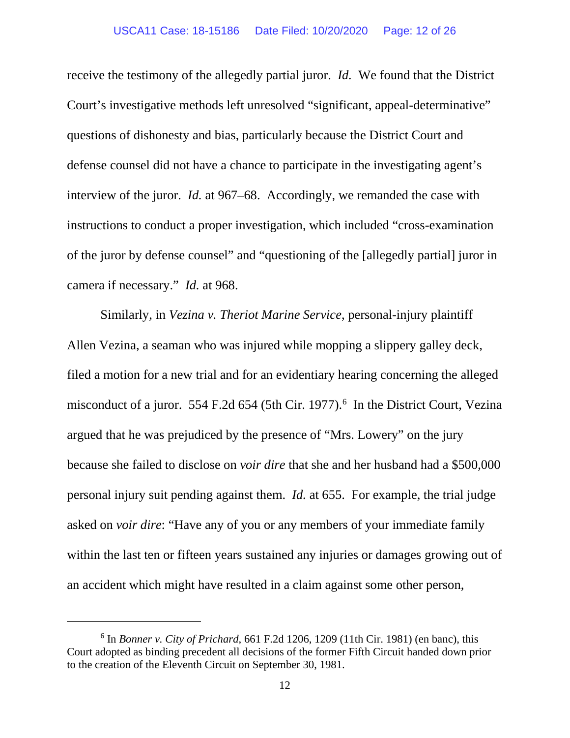receive the testimony of the allegedly partial juror. *Id.* We found that the District Court's investigative methods left unresolved "significant, appeal-determinative" questions of dishonesty and bias, particularly because the District Court and defense counsel did not have a chance to participate in the investigating agent's interview of the juror. *Id.* at 967–68. Accordingly, we remanded the case with instructions to conduct a proper investigation, which included "cross-examination of the juror by defense counsel" and "questioning of the [allegedly partial] juror in camera if necessary." *Id.* at 968.

Similarly, in *Vezina v. Theriot Marine Service*, personal-injury plaintiff Allen Vezina, a seaman who was injured while mopping a slippery galley deck, filed a motion for a new trial and for an evidentiary hearing concerning the alleged misconduct of a juror. 554 F.2d 654 (5th Cir. 1977).[6] In the District Court, Vezina argued that he was prejudiced by the presence of "Mrs. Lowery" on the jury because she failed to disclose on *voir dire* that she and her husband had a $500,000 personal injury suit pending against them. *Id.* at 655. For example, the trial judge asked on *voir dire*: "Have any of you or any members of your immediate family within the last ten or fifteen years sustained any injuries or damages growing out of an accident which might have resulted in a claim against some other person,

---

[6] In *Bonner v. City of Prichard*, 661 F.2d 1206, 1209 (11th Cir. 1981) (en banc), this Court adopted as binding precedent all decisions of the former Fifth Circuit handed down prior to the creation of the Eleventh Circuit on September 30, 1981.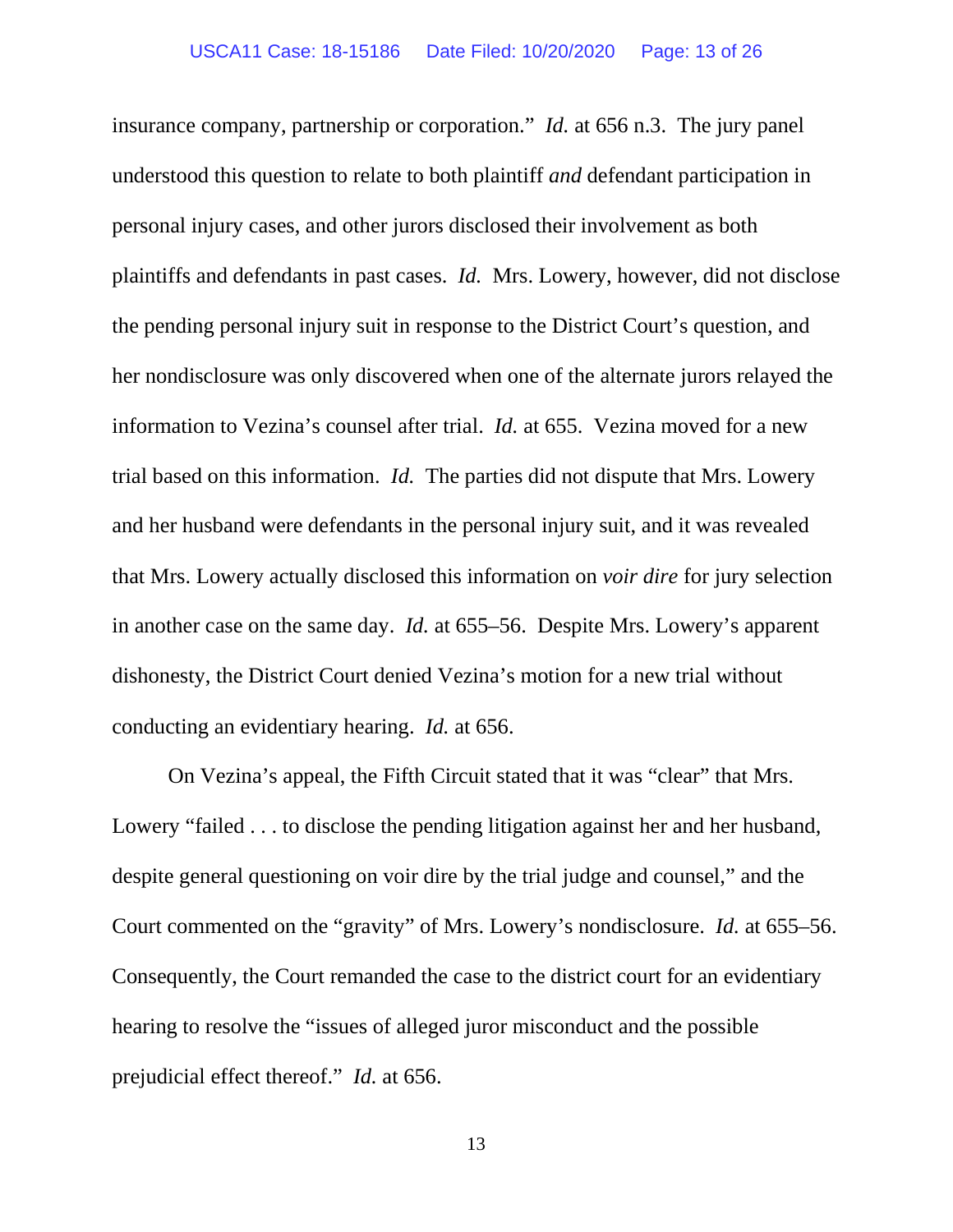insurance company, partnership or corporation." *Id.* at 656 n.3. The jury panel understood this question to relate to both plaintiff *and* defendant participation in personal injury cases, and other jurors disclosed their involvement as both plaintiffs and defendants in past cases. *Id.* Mrs. Lowery, however, did not disclose the pending personal injury suit in response to the District Court's question, and her nondisclosure was only discovered when one of the alternate jurors relayed the information to Vezina's counsel after trial. *Id.* at 655. Vezina moved for a new trial based on this information. *Id.* The parties did not dispute that Mrs. Lowery and her husband were defendants in the personal injury suit, and it was revealed that Mrs. Lowery actually disclosed this information on *voir dire* for jury selection in another case on the same day. *Id.* at 655–56. Despite Mrs. Lowery's apparent dishonesty, the District Court denied Vezina's motion for a new trial without conducting an evidentiary hearing. *Id.* at 656.

On Vezina's appeal, the Fifth Circuit stated that it was "clear" that Mrs. Lowery "failed . . . to disclose the pending litigation against her and her husband, despite general questioning on voir dire by the trial judge and counsel," and the Court commented on the "gravity" of Mrs. Lowery's nondisclosure. *Id.* at 655–56. Consequently, the Court remanded the case to the district court for an evidentiary hearing to resolve the "issues of alleged juror misconduct and the possible prejudicial effect thereof." *Id.* at 656.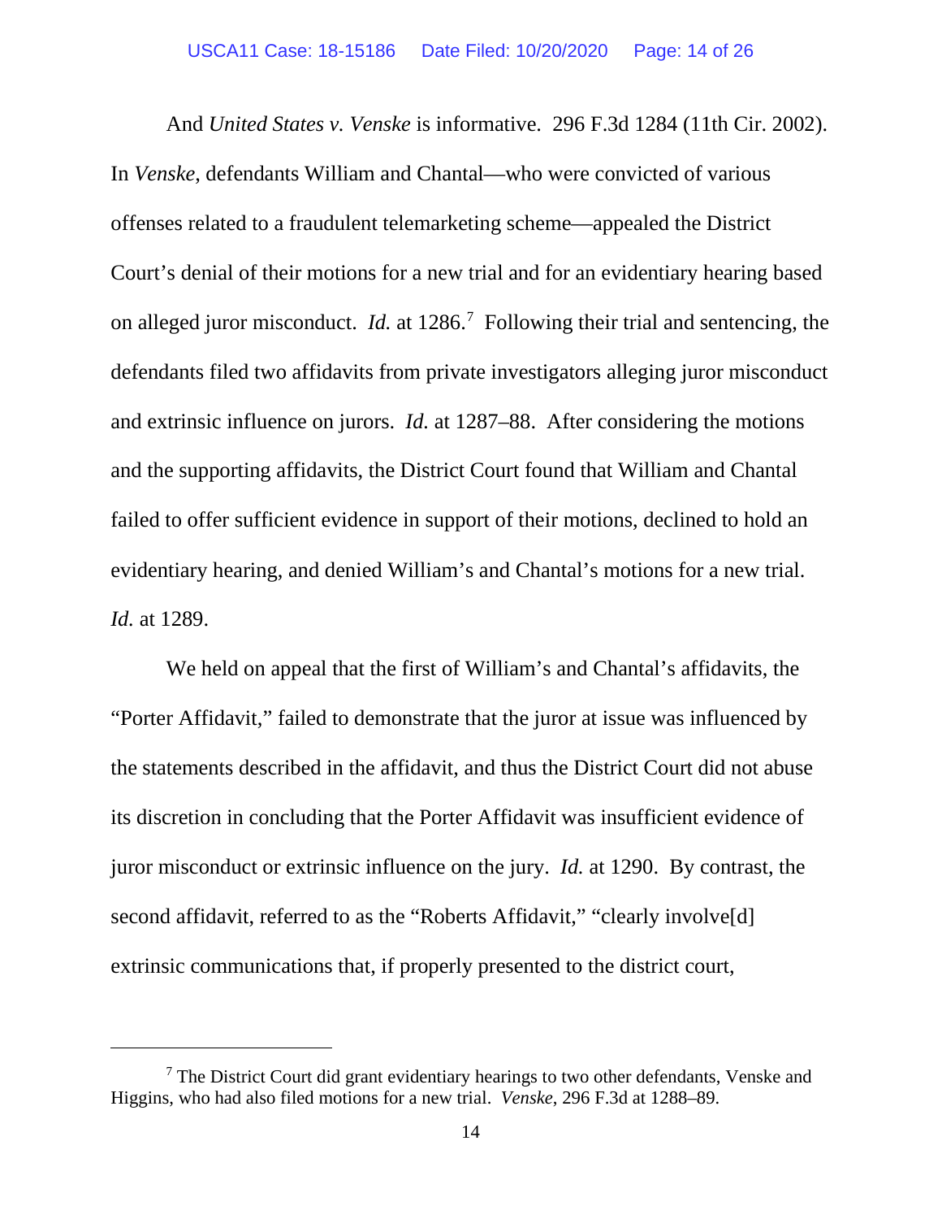And *United States v. Venske* is informative. 296 F.3d 1284 (11th Cir. 2002). In *Venske*, defendants William and Chantal—who were convicted of various offenses related to a fraudulent telemarketing scheme—appealed the District Court's denial of their motions for a new trial and for an evidentiary hearing based on alleged juror misconduct. *Id.* at 1286.[7] Following their trial and sentencing, the defendants filed two affidavits from private investigators alleging juror misconduct and extrinsic influence on jurors. *Id.* at 1287–88. After considering the motions and the supporting affidavits, the District Court found that William and Chantal failed to offer sufficient evidence in support of their motions, declined to hold an evidentiary hearing, and denied William's and Chantal's motions for a new trial. *Id.* at 1289.

We held on appeal that the first of William's and Chantal's affidavits, the "Porter Affidavit," failed to demonstrate that the juror at issue was influenced by the statements described in the affidavit, and thus the District Court did not abuse its discretion in concluding that the Porter Affidavit was insufficient evidence of juror misconduct or extrinsic influence on the jury. *Id.* at 1290. By contrast, the second affidavit, referred to as the "Roberts Affidavit," "clearly involve[d] extrinsic communications that, if properly presented to the district court,

[7] The District Court did grant evidentiary hearings to two other defendants, Venske and Higgins, who had also filed motions for a new trial. *Venske*, 296 F.3d at 1288–89.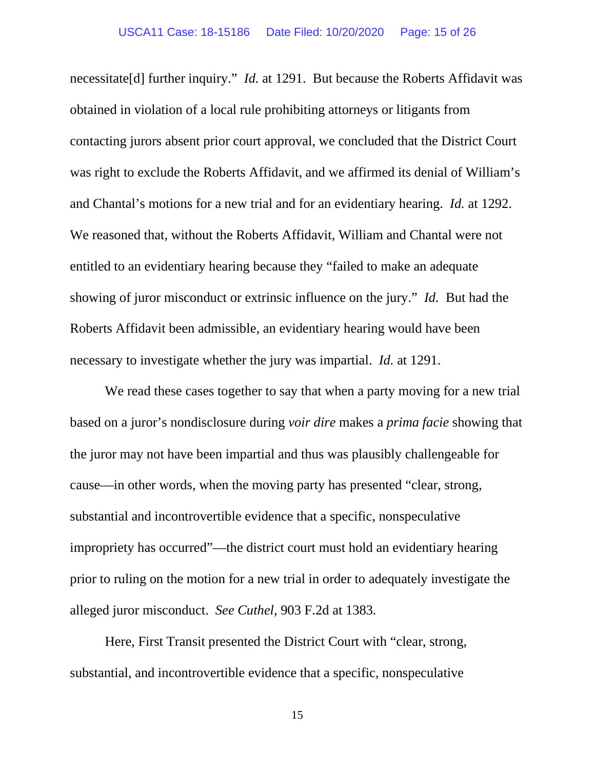necessitate[d] further inquiry." *Id.* at 1291. But because the Roberts Affidavit was obtained in violation of a local rule prohibiting attorneys or litigants from contacting jurors absent prior court approval, we concluded that the District Court was right to exclude the Roberts Affidavit, and we affirmed its denial of William's and Chantal's motions for a new trial and for an evidentiary hearing. *Id.* at 1292. We reasoned that, without the Roberts Affidavit, William and Chantal were not entitled to an evidentiary hearing because they "failed to make an adequate showing of juror misconduct or extrinsic influence on the jury." *Id.* But had the Roberts Affidavit been admissible, an evidentiary hearing would have been necessary to investigate whether the jury was impartial. *Id.* at 1291.

We read these cases together to say that when a party moving for a new trial based on a juror's nondisclosure during *voir dire* makes a *prima facie* showing that the juror may not have been impartial and thus was plausibly challengeable for cause—in other words, when the moving party has presented "clear, strong, substantial and incontrovertible evidence that a specific, nonspeculative impropriety has occurred"—the district court must hold an evidentiary hearing prior to ruling on the motion for a new trial in order to adequately investigate the alleged juror misconduct. *See Cuthel*, 903 F.2d at 1383.

Here, First Transit presented the District Court with "clear, strong, substantial, and incontrovertible evidence that a specific, nonspeculative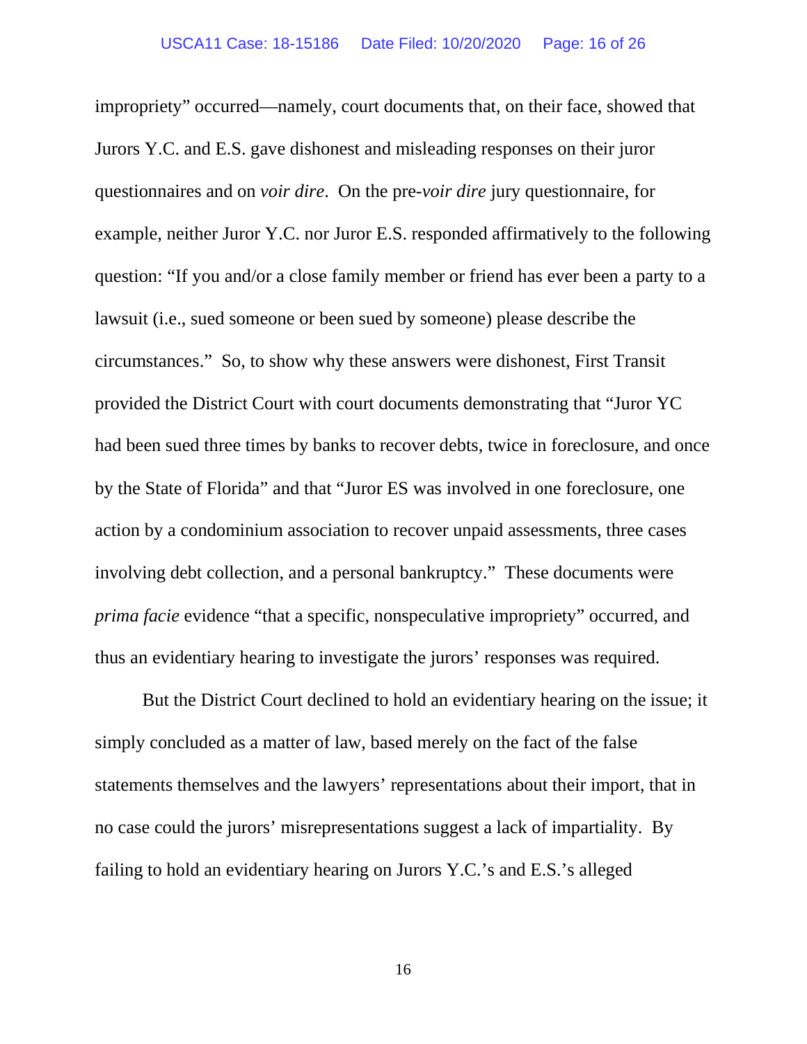impropriety" occurred—namely, court documents that, on their face, showed that Jurors Y.C. and E.S. gave dishonest and misleading responses on their juror questionnaires and on *voir dire*. On the pre-*voir dire* jury questionnaire, for example, neither Juror Y.C. nor Juror E.S. responded affirmatively to the following question: "If you and/or a close family member or friend has ever been a party to a lawsuit (i.e., sued someone or been sued by someone) please describe the circumstances." So, to show why these answers were dishonest, First Transit provided the District Court with court documents demonstrating that "Juror YC had been sued three times by banks to recover debts, twice in foreclosure, and once by the State of Florida" and that "Juror ES was involved in one foreclosure, one action by a condominium association to recover unpaid assessments, three cases involving debt collection, and a personal bankruptcy." These documents were *prima facie* evidence "that a specific, nonspeculative impropriety" occurred, and thus an evidentiary hearing to investigate the jurors' responses was required.

But the District Court declined to hold an evidentiary hearing on the issue; it simply concluded as a matter of law, based merely on the fact of the false statements themselves and the lawyers' representations about their import, that in no case could the jurors' misrepresentations suggest a lack of impartiality. By failing to hold an evidentiary hearing on Jurors Y.C.'s and E.S.'s alleged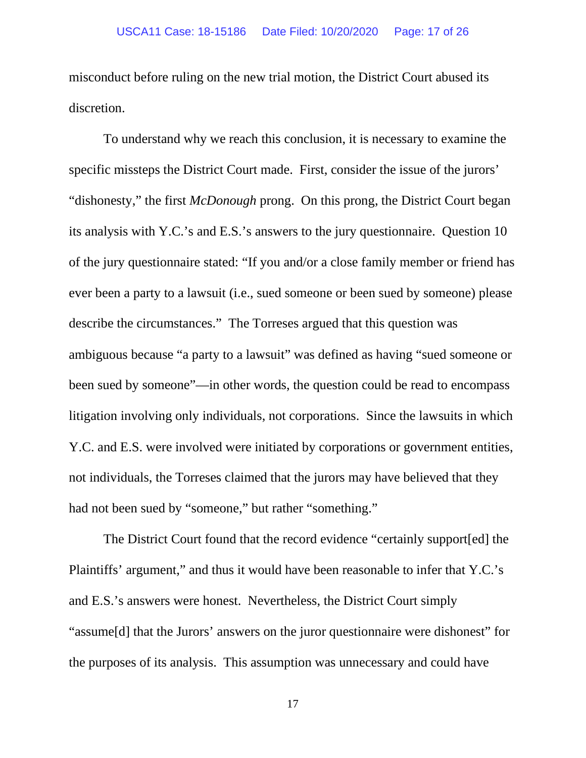misconduct before ruling on the new trial motion, the District Court abused its discretion.

To understand why we reach this conclusion, it is necessary to examine the specific missteps the District Court made. First, consider the issue of the jurors' "dishonesty," the first *McDonough* prong. On this prong, the District Court began its analysis with Y.C.'s and E.S.'s answers to the jury questionnaire. Question 10 of the jury questionnaire stated: "If you and/or a close family member or friend has ever been a party to a lawsuit (i.e., sued someone or been sued by someone) please describe the circumstances." The Torreses argued that this question was ambiguous because "a party to a lawsuit" was defined as having "sued someone or been sued by someone"—in other words, the question could be read to encompass litigation involving only individuals, not corporations. Since the lawsuits in which Y.C. and E.S. were involved were initiated by corporations or government entities, not individuals, the Torreses claimed that the jurors may have believed that they had not been sued by "someone," but rather "something."

The District Court found that the record evidence "certainly support[ed] the Plaintiffs' argument," and thus it would have been reasonable to infer that Y.C.'s and E.S.'s answers were honest. Nevertheless, the District Court simply "assume[d] that the Jurors' answers on the juror questionnaire were dishonest" for the purposes of its analysis. This assumption was unnecessary and could have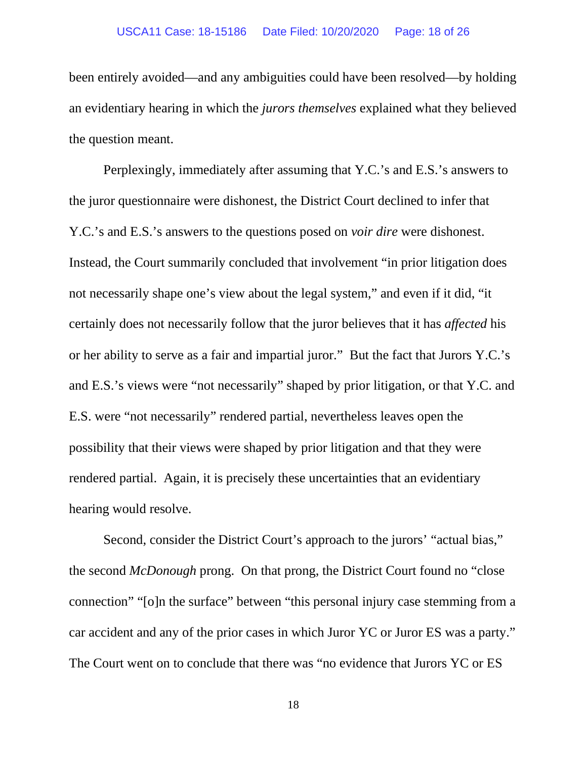been entirely avoided—and any ambiguities could have been resolved—by holding an evidentiary hearing in which the *jurors themselves* explained what they believed the question meant.

Perplexingly, immediately after assuming that Y.C.'s and E.S.'s answers to the juror questionnaire were dishonest, the District Court declined to infer that Y.C.'s and E.S.'s answers to the questions posed on *voir dire* were dishonest. Instead, the Court summarily concluded that involvement "in prior litigation does not necessarily shape one's view about the legal system," and even if it did, "it certainly does not necessarily follow that the juror believes that it has *affected* his or her ability to serve as a fair and impartial juror." But the fact that Jurors Y.C.'s and E.S.'s views were "not necessarily" shaped by prior litigation, or that Y.C. and E.S. were "not necessarily" rendered partial, nevertheless leaves open the possibility that their views were shaped by prior litigation and that they were rendered partial. Again, it is precisely these uncertainties that an evidentiary hearing would resolve.

Second, consider the District Court's approach to the jurors' "actual bias," the second *McDonough* prong. On that prong, the District Court found no "close connection" "[o]n the surface" between "this personal injury case stemming from a car accident and any of the prior cases in which Juror YC or Juror ES was a party." The Court went on to conclude that there was "no evidence that Jurors YC or ES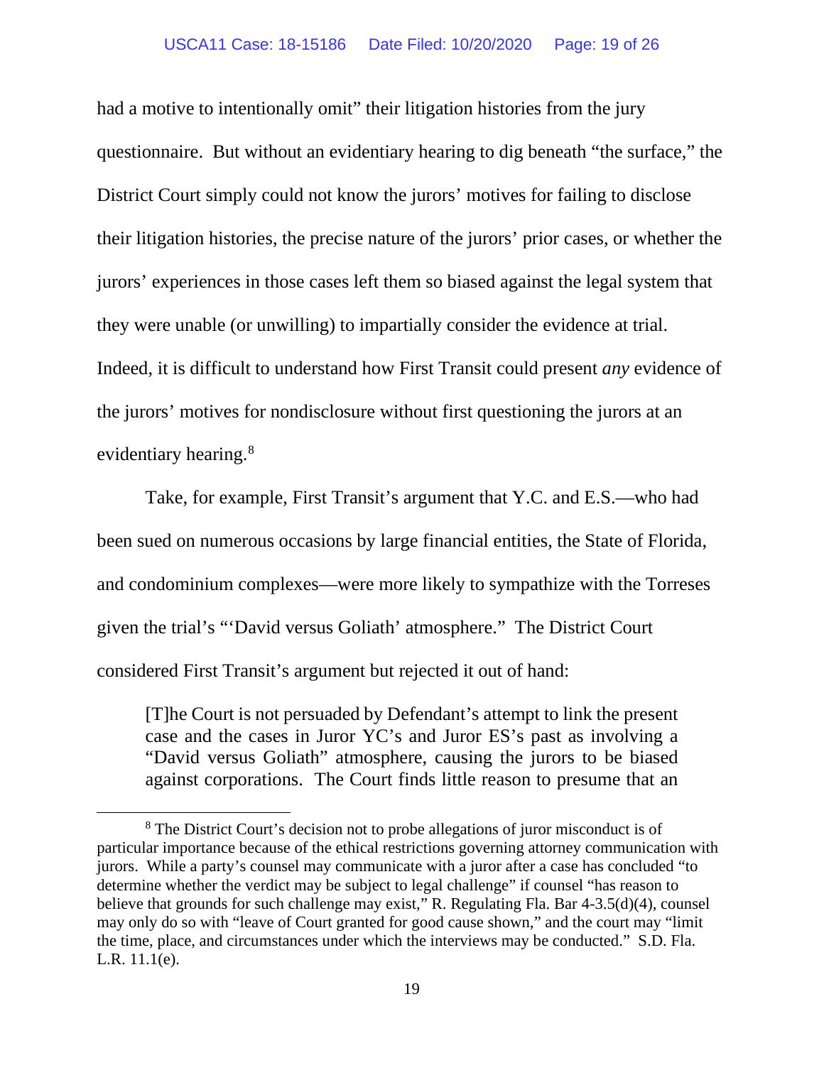had a motive to intentionally omit" their litigation histories from the jury questionnaire. But without an evidentiary hearing to dig beneath "the surface," the District Court simply could not know the jurors' motives for failing to disclose their litigation histories, the precise nature of the jurors' prior cases, or whether the jurors' experiences in those cases left them so biased against the legal system that they were unable (or unwilling) to impartially consider the evidence at trial. Indeed, it is difficult to understand how First Transit could present *any* evidence of the jurors' motives for nondisclosure without first questioning the jurors at an evidentiary hearing.[8]

Take, for example, First Transit's argument that Y.C. and E.S.—who had been sued on numerous occasions by large financial entities, the State of Florida, and condominium complexes—were more likely to sympathize with the Torreses given the trial's "'David versus Goliath' atmosphere." The District Court considered First Transit's argument but rejected it out of hand:

> [T]he Court is not persuaded by Defendant's attempt to link the present case and the cases in Juror YC's and Juror ES's past as involving a "David versus Goliath" atmosphere, causing the jurors to be biased against corporations. The Court finds little reason to presume that an

---

[8] The District Court's decision not to probe allegations of juror misconduct is of particular importance because of the ethical restrictions governing attorney communication with jurors. While a party's counsel may communicate with a juror after a case has concluded "to determine whether the verdict may be subject to legal challenge" if counsel "has reason to believe that grounds for such challenge may exist," R. Regulating Fla. Bar 4-3.5(d)(4), counsel may only do so with "leave of Court granted for good cause shown," and the court may "limit the time, place, and circumstances under which the interviews may be conducted." S.D. Fla. L.R. 11.1(e).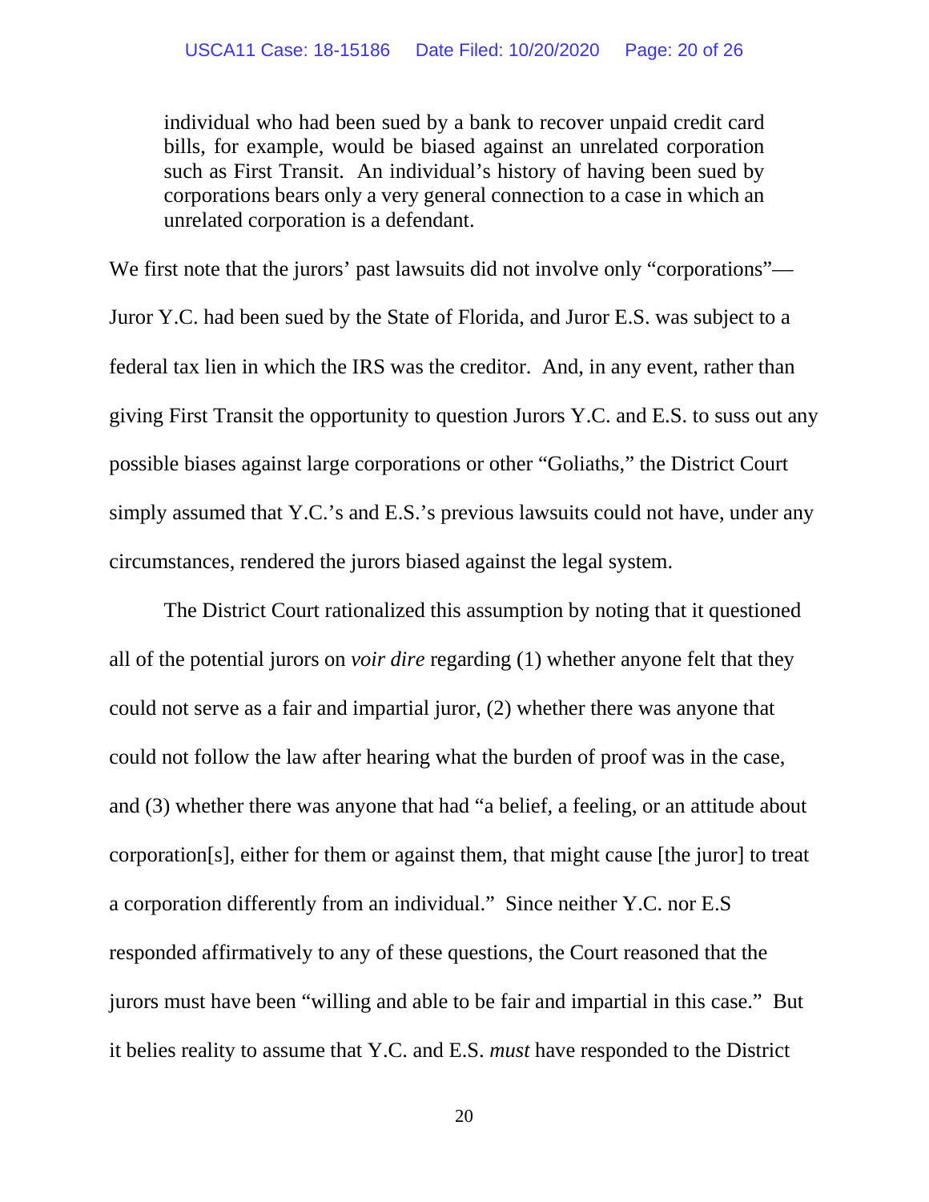> individual who had been sued by a bank to recover unpaid credit card bills, for example, would be biased against an unrelated corporation such as First Transit. An individual's history of having been sued by corporations bears only a very general connection to a case in which an unrelated corporation is a defendant.

We first note that the jurors' past lawsuits did not involve only "corporations"—Juror Y.C. had been sued by the State of Florida, and Juror E.S. was subject to a federal tax lien in which the IRS was the creditor. And, in any event, rather than giving First Transit the opportunity to question Jurors Y.C. and E.S. to suss out any possible biases against large corporations or other "Goliaths," the District Court simply assumed that Y.C.'s and E.S.'s previous lawsuits could not have, under any circumstances, rendered the jurors biased against the legal system.

The District Court rationalized this assumption by noting that it questioned all of the potential jurors on *voir dire* regarding (1) whether anyone felt that they could not serve as a fair and impartial juror, (2) whether there was anyone that could not follow the law after hearing what the burden of proof was in the case, and (3) whether there was anyone that had "a belief, a feeling, or an attitude about corporation[s], either for them or against them, that might cause [the juror] to treat a corporation differently from an individual." Since neither Y.C. nor E.S responded affirmatively to any of these questions, the Court reasoned that the jurors must have been "willing and able to be fair and impartial in this case." But it belies reality to assume that Y.C. and E.S. *must* have responded to the District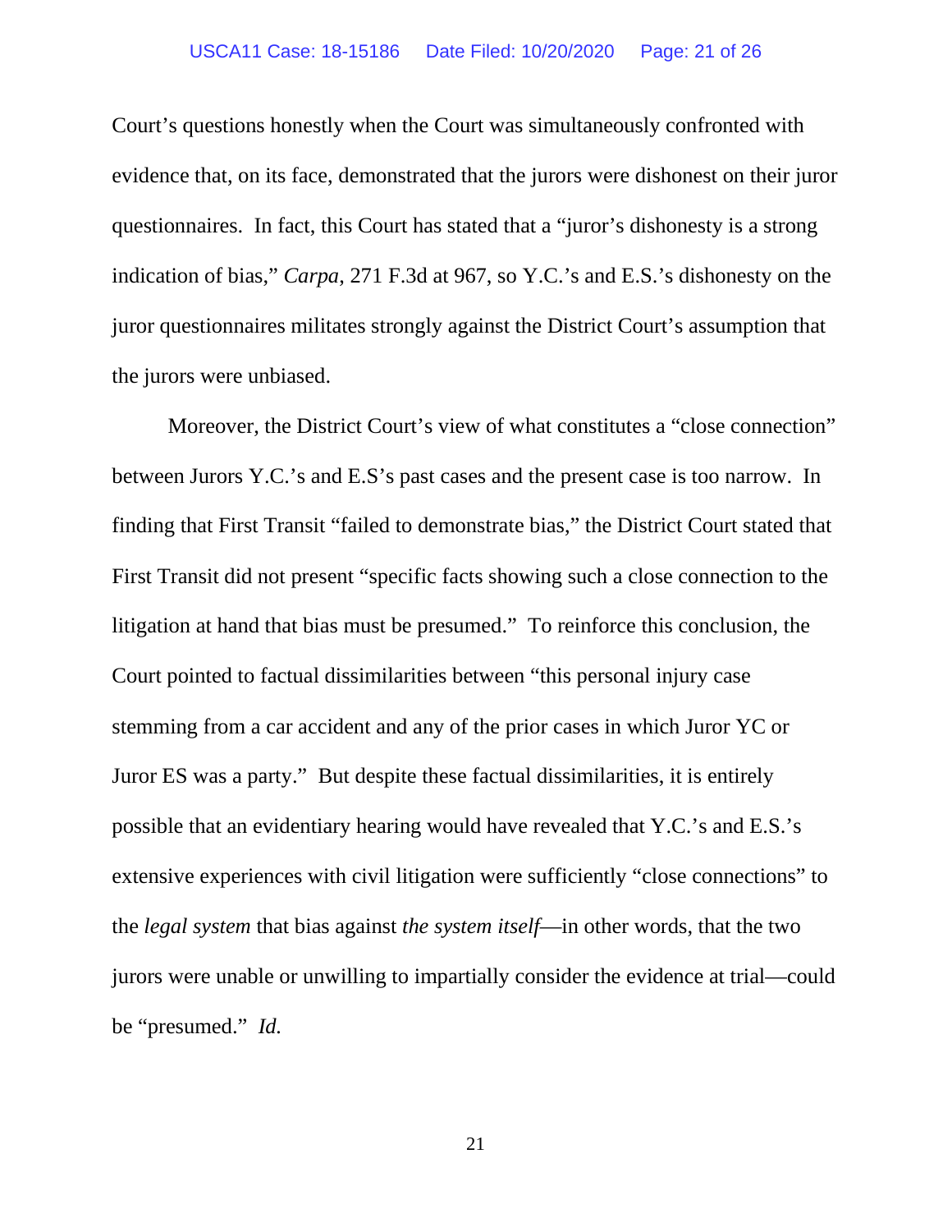Court's questions honestly when the Court was simultaneously confronted with evidence that, on its face, demonstrated that the jurors were dishonest on their juror questionnaires. In fact, this Court has stated that a "juror's dishonesty is a strong indication of bias," *Carpa*, 271 F.3d at 967, so Y.C.'s and E.S.'s dishonesty on the juror questionnaires militates strongly against the District Court's assumption that the jurors were unbiased.

Moreover, the District Court's view of what constitutes a "close connection" between Jurors Y.C.'s and E.S's past cases and the present case is too narrow. In finding that First Transit "failed to demonstrate bias," the District Court stated that First Transit did not present "specific facts showing such a close connection to the litigation at hand that bias must be presumed." To reinforce this conclusion, the Court pointed to factual dissimilarities between "this personal injury case stemming from a car accident and any of the prior cases in which Juror YC or Juror ES was a party." But despite these factual dissimilarities, it is entirely possible that an evidentiary hearing would have revealed that Y.C.'s and E.S.'s extensive experiences with civil litigation were sufficiently "close connections" to the *legal system* that bias against *the system itself*—in other words, that the two jurors were unable or unwilling to impartially consider the evidence at trial—could be "presumed." *Id.*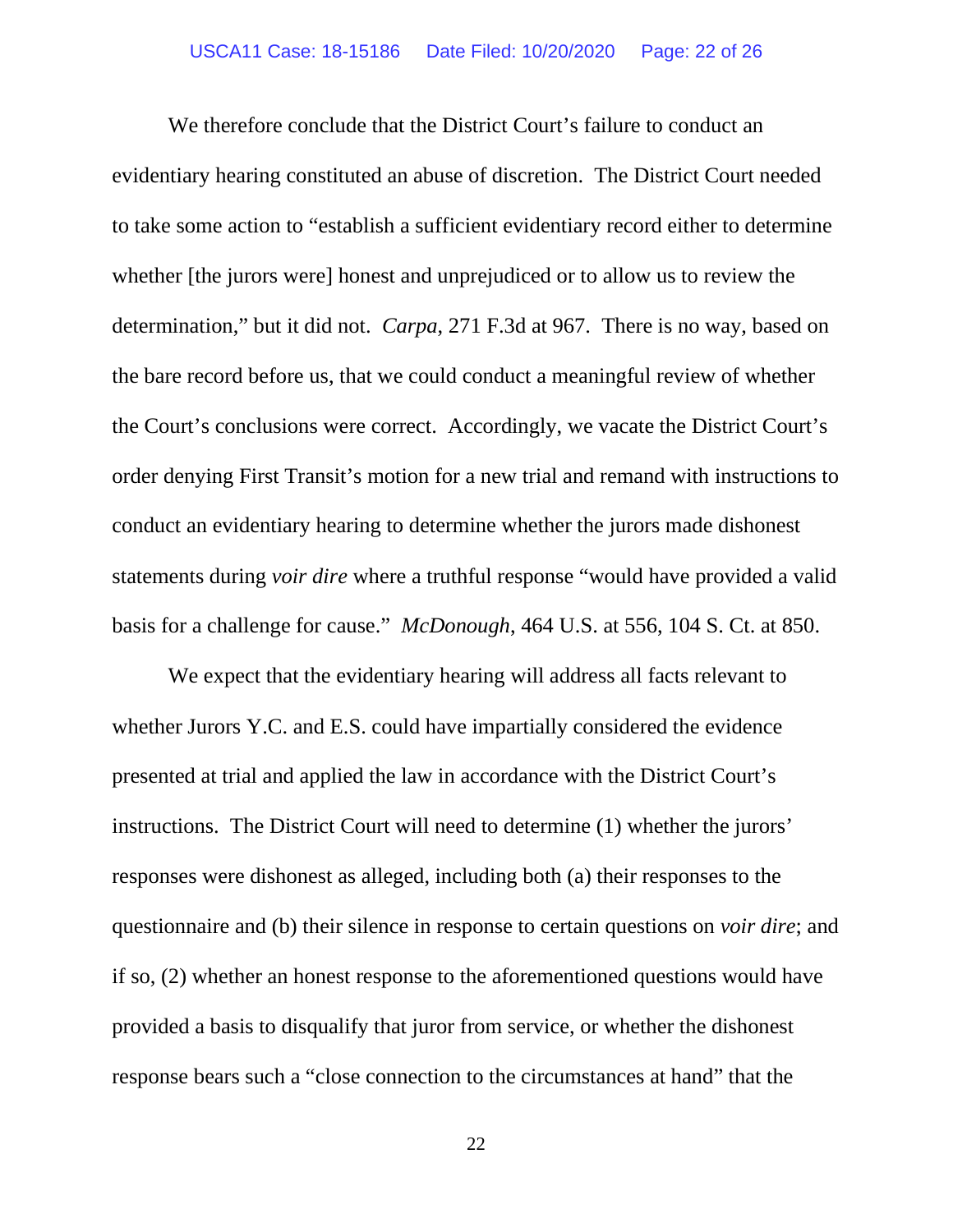We therefore conclude that the District Court's failure to conduct an evidentiary hearing constituted an abuse of discretion. The District Court needed to take some action to "establish a sufficient evidentiary record either to determine whether [the jurors were] honest and unprejudiced or to allow us to review the determination," but it did not. *Carpa*, 271 F.3d at 967. There is no way, based on the bare record before us, that we could conduct a meaningful review of whether the Court's conclusions were correct. Accordingly, we vacate the District Court's order denying First Transit's motion for a new trial and remand with instructions to conduct an evidentiary hearing to determine whether the jurors made dishonest statements during *voir dire* where a truthful response "would have provided a valid basis for a challenge for cause." *McDonough*, 464 U.S. at 556, 104 S. Ct. at 850.

We expect that the evidentiary hearing will address all facts relevant to whether Jurors Y.C. and E.S. could have impartially considered the evidence presented at trial and applied the law in accordance with the District Court's instructions. The District Court will need to determine (1) whether the jurors' responses were dishonest as alleged, including both (a) their responses to the questionnaire and (b) their silence in response to certain questions on *voir dire*; and if so, (2) whether an honest response to the aforementioned questions would have provided a basis to disqualify that juror from service, or whether the dishonest response bears such a "close connection to the circumstances at hand" that the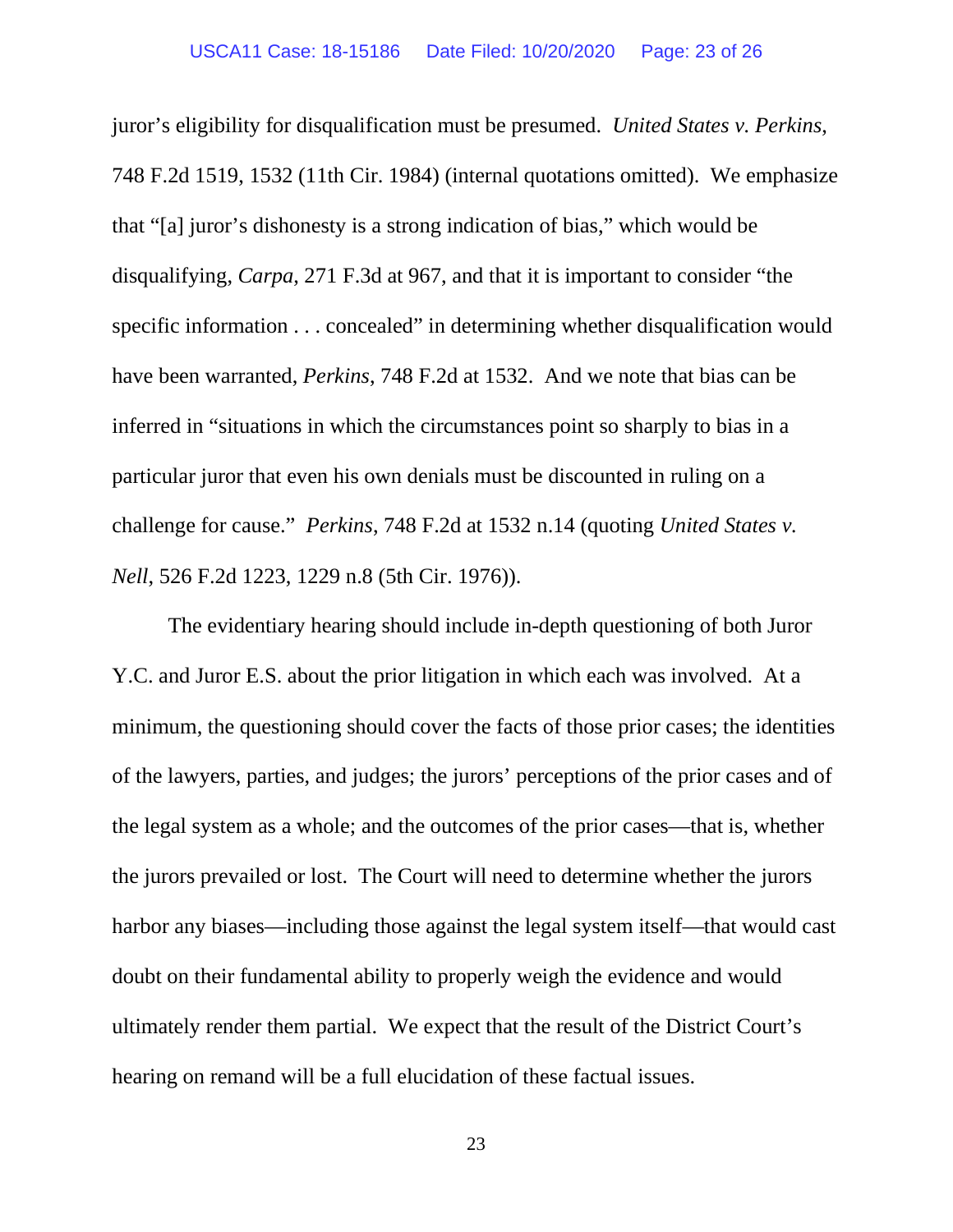juror's eligibility for disqualification must be presumed. *United States v. Perkins*, 748 F.2d 1519, 1532 (11th Cir. 1984) (internal quotations omitted). We emphasize that "[a] juror's dishonesty is a strong indication of bias," which would be disqualifying, *Carpa*, 271 F.3d at 967, and that it is important to consider "the specific information . . . concealed" in determining whether disqualification would have been warranted, *Perkins*, 748 F.2d at 1532. And we note that bias can be inferred in "situations in which the circumstances point so sharply to bias in a particular juror that even his own denials must be discounted in ruling on a challenge for cause." *Perkins*, 748 F.2d at 1532 n.14 (quoting *United States v. Nell*, 526 F.2d 1223, 1229 n.8 (5th Cir. 1976)).

The evidentiary hearing should include in-depth questioning of both Juror Y.C. and Juror E.S. about the prior litigation in which each was involved. At a minimum, the questioning should cover the facts of those prior cases; the identities of the lawyers, parties, and judges; the jurors' perceptions of the prior cases and of the legal system as a whole; and the outcomes of the prior cases—that is, whether the jurors prevailed or lost. The Court will need to determine whether the jurors harbor any biases—including those against the legal system itself—that would cast doubt on their fundamental ability to properly weigh the evidence and would ultimately render them partial. We expect that the result of the District Court's hearing on remand will be a full elucidation of these factual issues.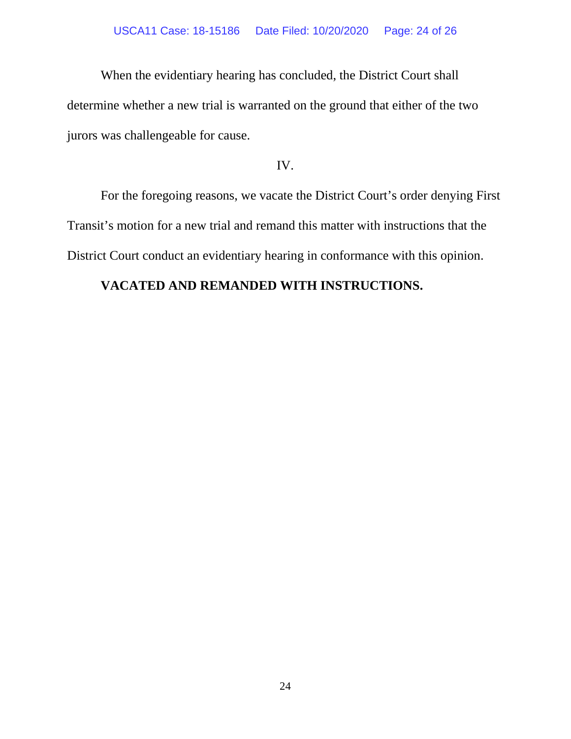When the evidentiary hearing has concluded, the District Court shall determine whether a new trial is warranted on the ground that either of the two jurors was challengeable for cause.

IV.

For the foregoing reasons, we vacate the District Court's order denying First Transit's motion for a new trial and remand this matter with instructions that the District Court conduct an evidentiary hearing in conformance with this opinion.

**VACATED AND REMANDED WITH INSTRUCTIONS.**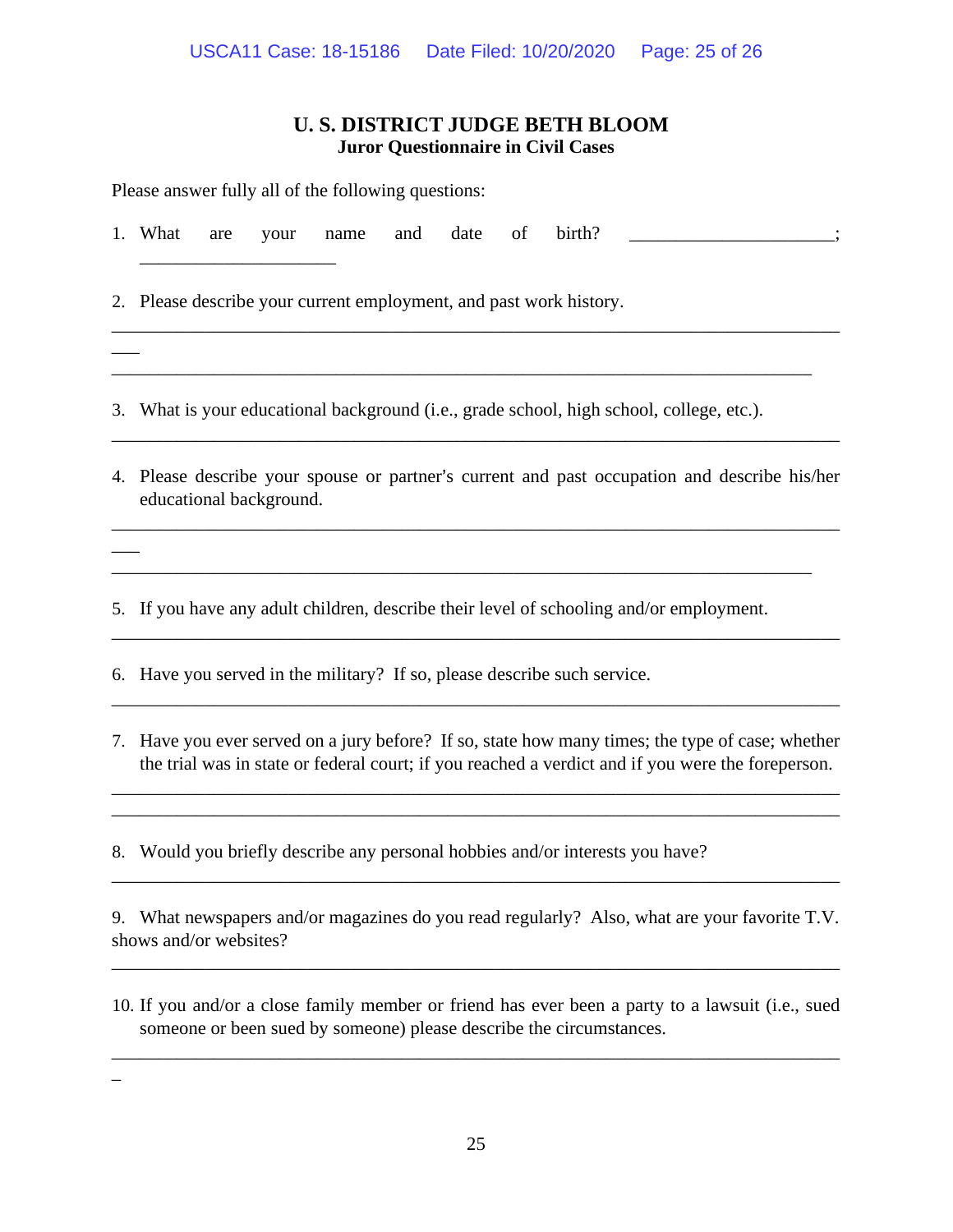**U. S. DISTRICT JUDGE BETH BLOOM**
**Juror Questionnaire in Civil Cases**

Please answer fully all of the following questions:

1. What are your name and date of birth? ______________________; ______________________

2. Please describe your current employment, and past work history.
_________________________________________________________________________
_________________________________________________________________________

3. What is your educational background (i.e., grade school, high school, college, etc.).
_________________________________________________________________________

4. Please describe your spouse or partner's current and past occupation and describe his/her educational background.
_________________________________________________________________________
_________________________________________________________________________

5. If you have any adult children, describe their level of schooling and/or employment.
_________________________________________________________________________

6. Have you served in the military? If so, please describe such service.
_________________________________________________________________________

7. Have you ever served on a jury before? If so, state how many times; the type of case; whether the trial was in state or federal court; if you reached a verdict and if you were the foreperson.
_________________________________________________________________________
_________________________________________________________________________

8. Would you briefly describe any personal hobbies and/or interests you have?
_________________________________________________________________________

9. What newspapers and/or magazines do you read regularly? Also, what are your favorite T.V. shows and/or websites?
_________________________________________________________________________

10. If you and/or a close family member or friend has ever been a party to a lawsuit (i.e., sued someone or been sued by someone) please describe the circumstances.
_________________________________________________________________________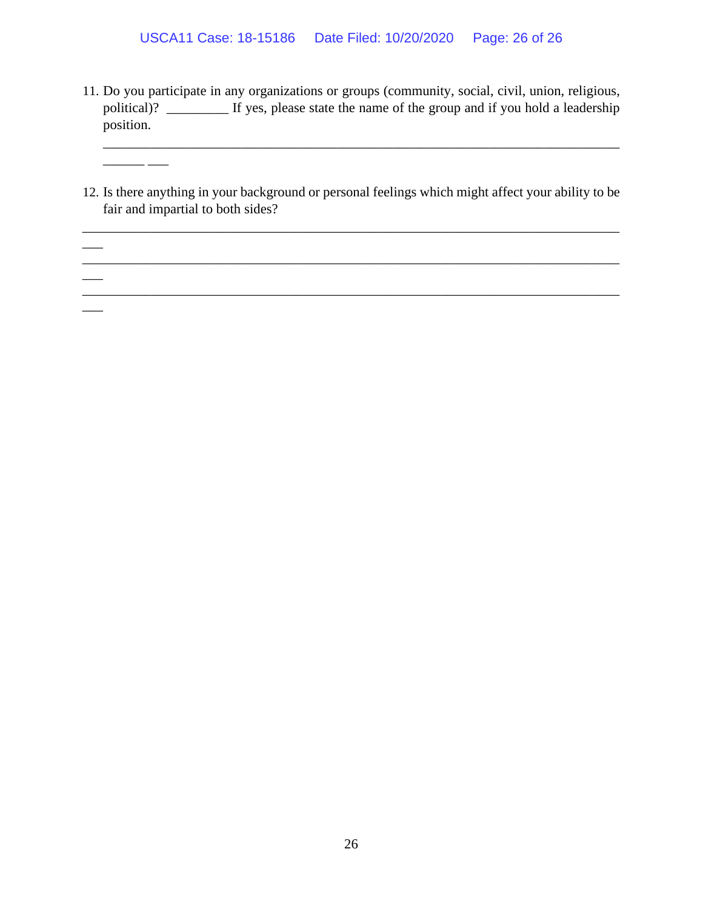11. Do you participate in any organizations or groups (community, social, civil, union, religious, political)? _________ If yes, please state the name of the group and if you hold a leadership position.

    ___________________________________________________________________________
    ______ ___

12. Is there anything in your background or personal feelings which might affect your ability to be fair and impartial to both sides?

______________________________________________________________________________
___
______________________________________________________________________________
___
______________________________________________________________________________
___